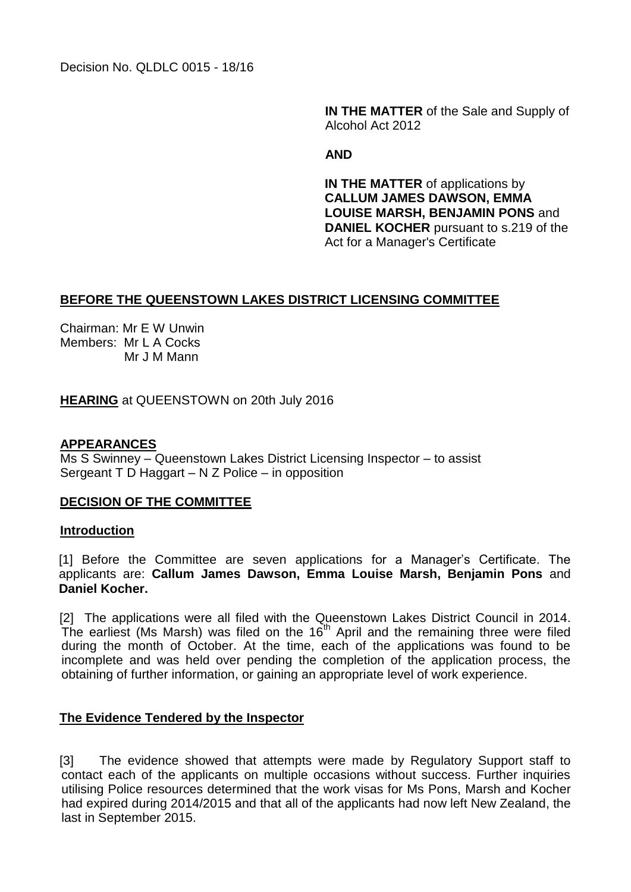Decision No. QLDLC 0015 - 18/16

**IN THE MATTER** of the Sale and Supply of Alcohol Act 2012

**AND**

**IN THE MATTER** of applications by **CALLUM JAMES DAWSON, EMMA LOUISE MARSH, BENJAMIN PONS** and **DANIEL KOCHER** pursuant to s.219 of the Act for a Manager's Certificate

## BEFORE THE QUEENSTOWN LAKES DISTRICT LICENSING COMMITTEE

Chairman: Mr E W Unwin
Members: Mr L A Cocks
Mr J M Mann

**HEARING** at QUEENSTOWN on 20th July 2016

### APPEARANCES

Ms S Swinney – Queenstown Lakes District Licensing Inspector – to assist
Sergeant T D Haggart – N Z Police – in opposition

### DECISION OF THE COMMITTEE

#### Introduction

[1] Before the Committee are seven applications for a Manager's Certificate. The applicants are: **Callum James Dawson, Emma Louise Marsh, Benjamin Pons** and **Daniel Kocher.**

[2] The applications were all filed with the Queenstown Lakes District Council in 2014. The earliest (Ms Marsh) was filed on the 16th April and the remaining three were filed during the month of October. At the time, each of the applications was found to be incomplete and was held over pending the completion of the application process, the obtaining of further information, or gaining an appropriate level of work experience.

#### The Evidence Tendered by the Inspector

[3] The evidence showed that attempts were made by Regulatory Support staff to contact each of the applicants on multiple occasions without success. Further inquiries utilising Police resources determined that the work visas for Ms Pons, Marsh and Kocher had expired during 2014/2015 and that all of the applicants had now left New Zealand, the last in September 2015.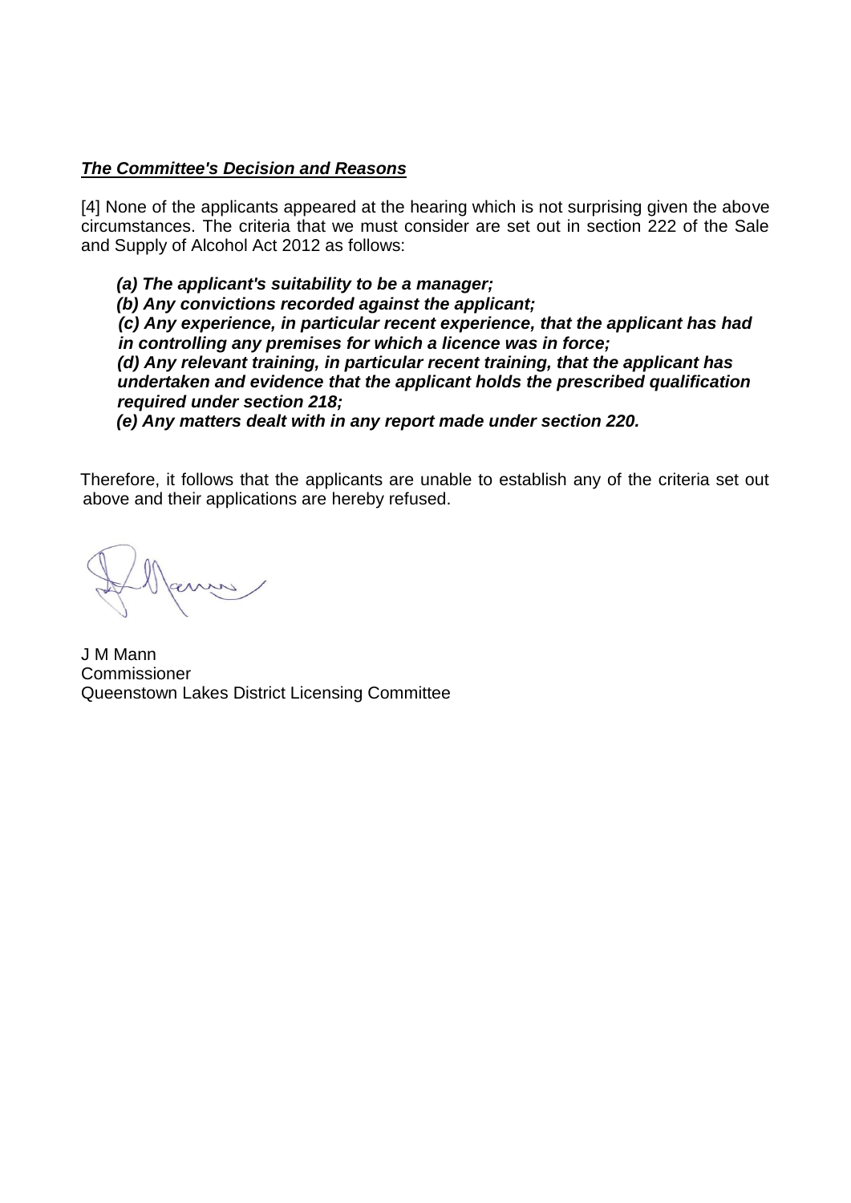***The Committee's Decision and Reasons***

[4] None of the applicants appeared at the hearing which is not surprising given the above circumstances. The criteria that we must consider are set out in section 222 of the Sale and Supply of Alcohol Act 2012 as follows:

> ***(a) The applicant's suitability to be a manager;***
> ***(b) Any convictions recorded against the applicant;***
> ***(c) Any experience, in particular recent experience, that the applicant has had in controlling any premises for which a licence was in force;***
> ***(d) Any relevant training, in particular recent training, that the applicant has undertaken and evidence that the applicant holds the prescribed qualification required under section 218;***
> ***(e) Any matters dealt with in any report made under section 220.***

Therefore, it follows that the applicants are unable to establish any of the criteria set out above and their applications are hereby refused.

J M Mann
Commissioner
Queenstown Lakes District Licensing Committee